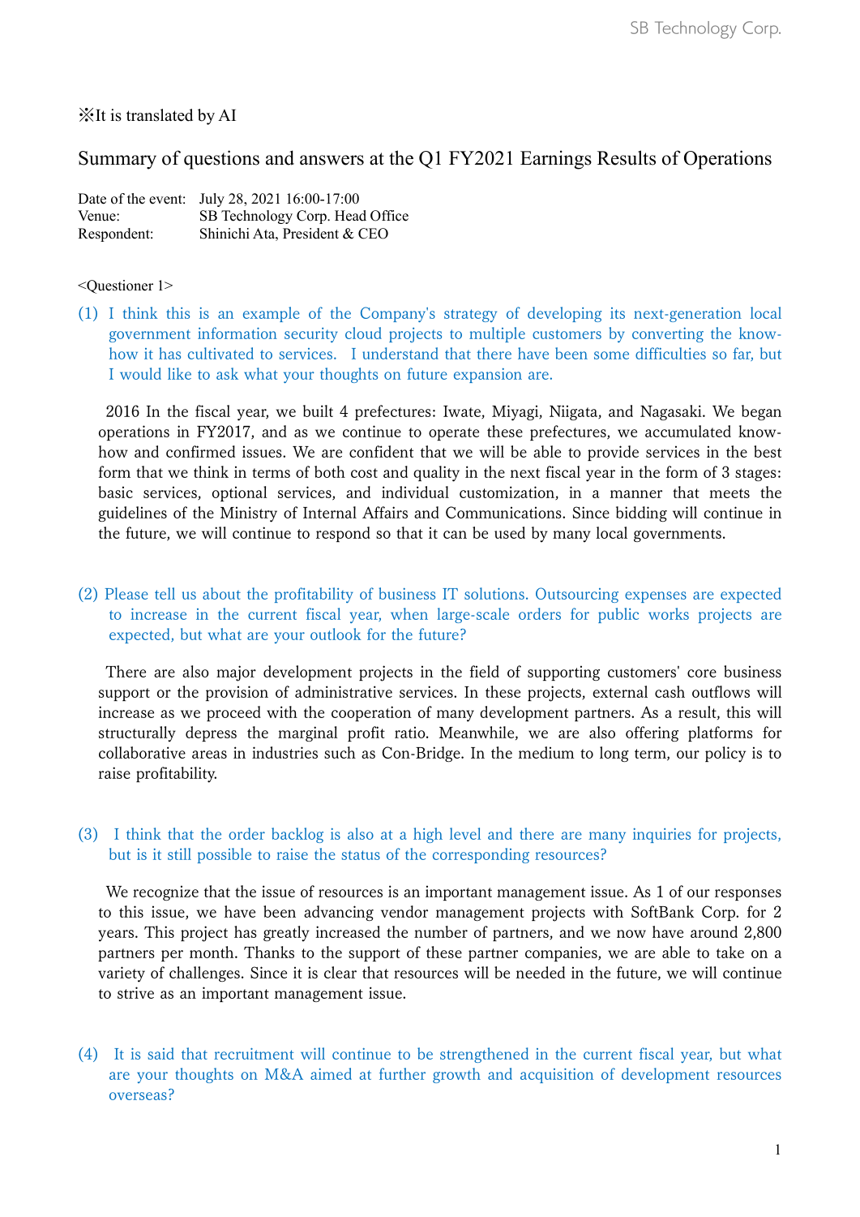※It is translated by AI

# Summary of questions and answers at the Q1 FY2021 Earnings Results of Operations

Date of the event: July 28, 2021 16:00-17:00
Venue: SB Technology Corp. Head Office
Respondent: Shinichi Ata, President & CEO

<Questioner 1>

(1) I think this is an example of the Company's strategy of developing its next-generation local government information security cloud projects to multiple customers by converting the know-how it has cultivated to services. I understand that there have been some difficulties so far, but I would like to ask what your thoughts on future expansion are.

2016 In the fiscal year, we built 4 prefectures: Iwate, Miyagi, Niigata, and Nagasaki. We began operations in FY2017, and as we continue to operate these prefectures, we accumulated know-how and confirmed issues. We are confident that we will be able to provide services in the best form that we think in terms of both cost and quality in the next fiscal year in the form of 3 stages: basic services, optional services, and individual customization, in a manner that meets the guidelines of the Ministry of Internal Affairs and Communications. Since bidding will continue in the future, we will continue to respond so that it can be used by many local governments.

(2) Please tell us about the profitability of business IT solutions. Outsourcing expenses are expected to increase in the current fiscal year, when large-scale orders for public works projects are expected, but what are your outlook for the future?

There are also major development projects in the field of supporting customers' core business support or the provision of administrative services. In these projects, external cash outflows will increase as we proceed with the cooperation of many development partners. As a result, this will structurally depress the marginal profit ratio. Meanwhile, we are also offering platforms for collaborative areas in industries such as Con-Bridge. In the medium to long term, our policy is to raise profitability.

(3) I think that the order backlog is also at a high level and there are many inquiries for projects, but is it still possible to raise the status of the corresponding resources?

We recognize that the issue of resources is an important management issue. As 1 of our responses to this issue, we have been advancing vendor management projects with SoftBank Corp. for 2 years. This project has greatly increased the number of partners, and we now have around 2,800 partners per month. Thanks to the support of these partner companies, we are able to take on a variety of challenges. Since it is clear that resources will be needed in the future, we will continue to strive as an important management issue.

(4) It is said that recruitment will continue to be strengthened in the current fiscal year, but what are your thoughts on M&A aimed at further growth and acquisition of development resources overseas?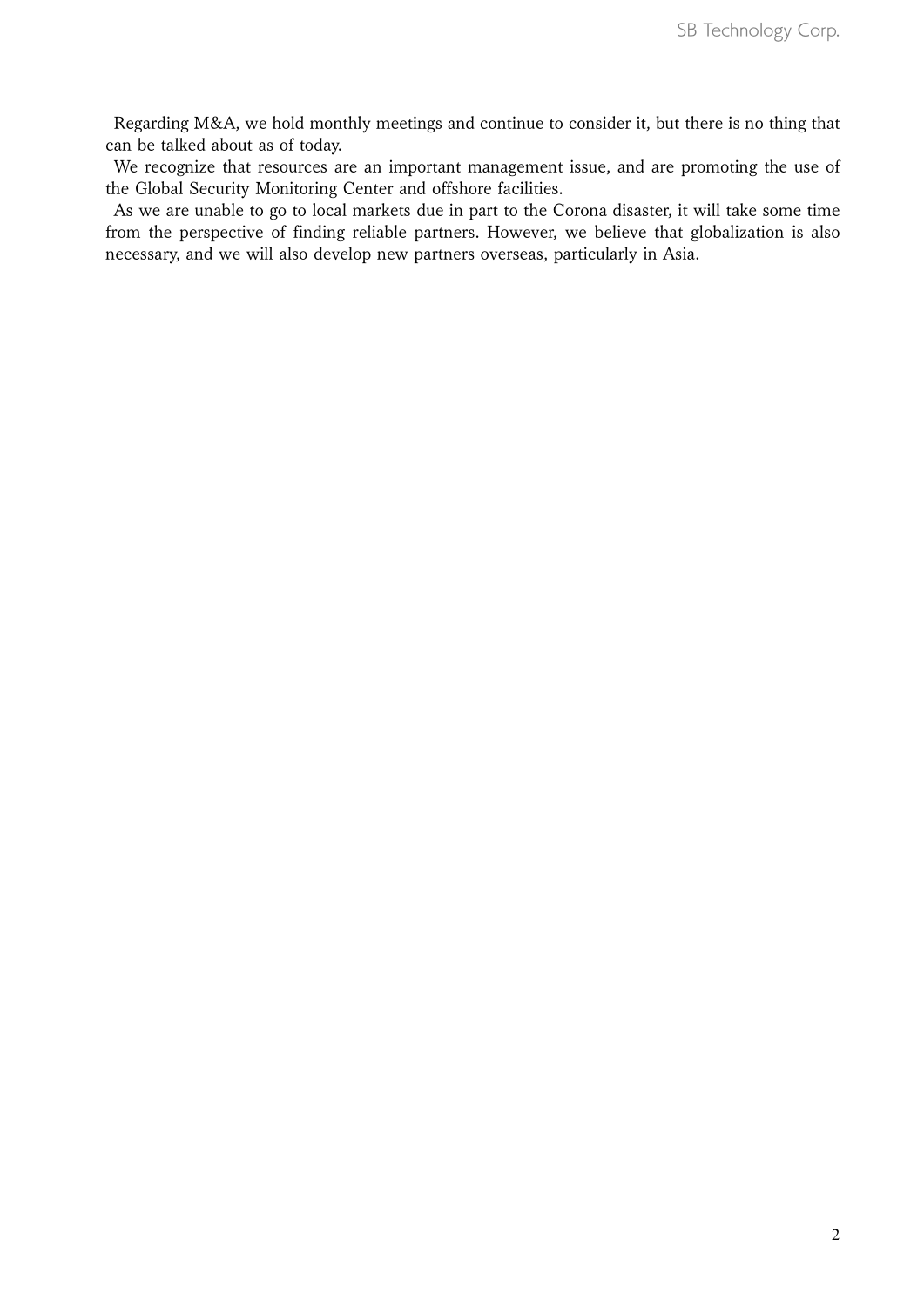Regarding M&A, we hold monthly meetings and continue to consider it, but there is no thing that can be talked about as of today.

We recognize that resources are an important management issue, and are promoting the use of the Global Security Monitoring Center and offshore facilities.

As we are unable to go to local markets due in part to the Corona disaster, it will take some time from the perspective of finding reliable partners. However, we believe that globalization is also necessary, and we will also develop new partners overseas, particularly in Asia.